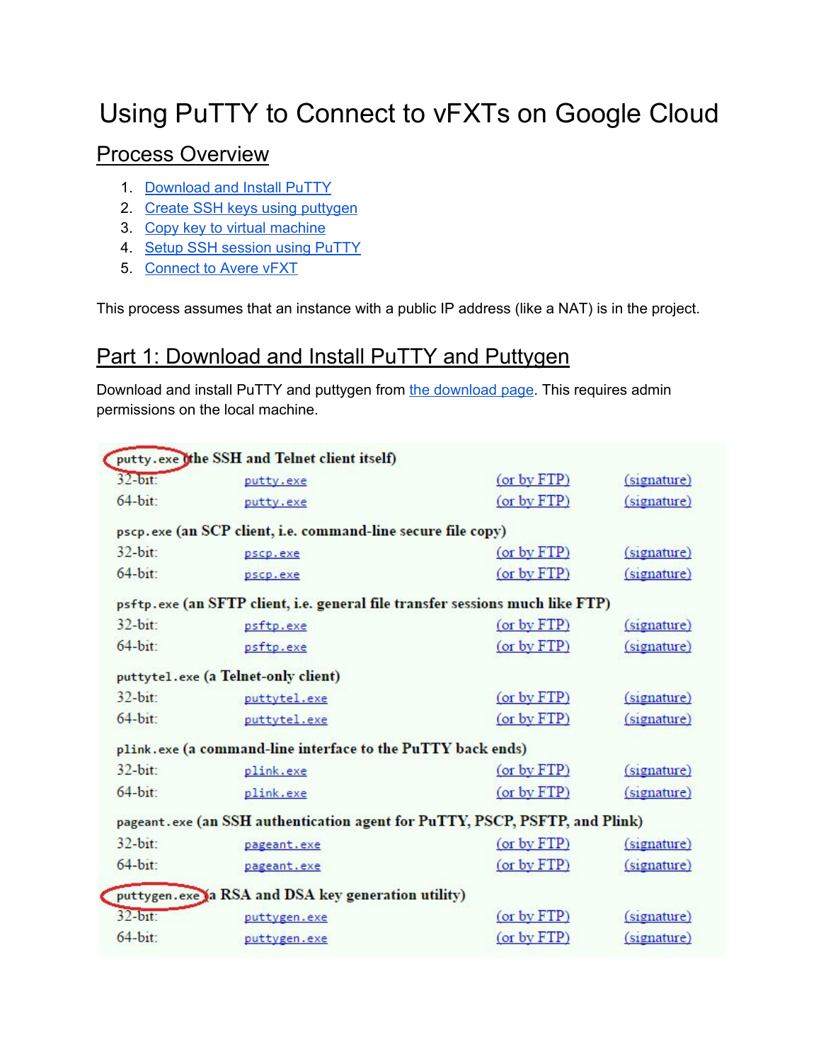# Using PuTTY to Connect to vFXTs on Google Cloud

## Process Overview

1. Download and Install PuTTY
2. Create SSH keys using puttygen
3. Copy key to virtual machine
4. Setup SSH session using PuTTY
5. Connect to Avere vFXT

This process assumes that an instance with a public IP address (like a NAT) is in the project.

## Part 1: Download and Install PuTTY and Puttygen

Download and install PuTTY and puttygen from the download page. This requires admin permissions on the local machine.

**putty.exe (the SSH and Telnet client itself)**

| | | | |
|---|---|---|---|
| 32-bit: | putty.exe | (or by FTP) | (signature) |
| 64-bit: | putty.exe | (or by FTP) | (signature) |

**pscp.exe (an SCP client, i.e. command-line secure file copy)**

| | | | |
|---|---|---|---|
| 32-bit: | pscp.exe | (or by FTP) | (signature) |
| 64-bit: | pscp.exe | (or by FTP) | (signature) |

**psftp.exe (an SFTP client, i.e. general file transfer sessions much like FTP)**

| | | | |
|---|---|---|---|
| 32-bit: | psftp.exe | (or by FTP) | (signature) |
| 64-bit: | psftp.exe | (or by FTP) | (signature) |

**puttytel.exe (a Telnet-only client)**

| | | | |
|---|---|---|---|
| 32-bit: | puttytel.exe | (or by FTP) | (signature) |
| 64-bit: | puttytel.exe | (or by FTP) | (signature) |

**plink.exe (a command-line interface to the PuTTY back ends)**

| | | | |
|---|---|---|---|
| 32-bit: | plink.exe | (or by FTP) | (signature) |
| 64-bit: | plink.exe | (or by FTP) | (signature) |

**pageant.exe (an SSH authentication agent for PuTTY, PSCP, PSFTP, and Plink)**

| | | | |
|---|---|---|---|
| 32-bit: | pageant.exe | (or by FTP) | (signature) |
| 64-bit: | pageant.exe | (or by FTP) | (signature) |

**puttygen.exe (a RSA and DSA key generation utility)**

| | | | |
|---|---|---|---|
| 32-bit: | puttygen.exe | (or by FTP) | (signature) |
| 64-bit: | puttygen.exe | (or by FTP) | (signature) |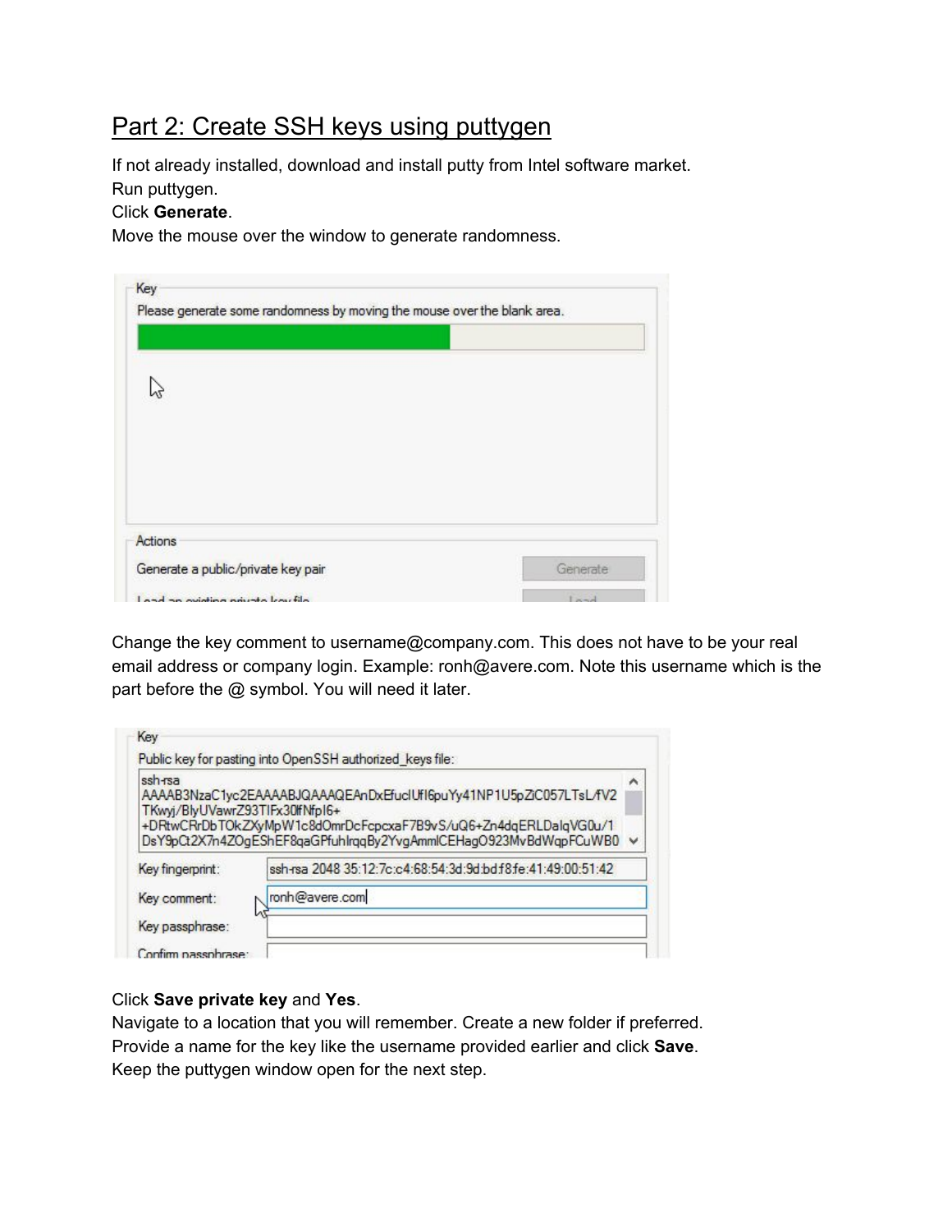## Part 2: Create SSH keys using puttygen

If not already installed, download and install putty from Intel software market.
Run puttygen.
Click **Generate**.
Move the mouse over the window to generate randomness.

Change the key comment to username@company.com. This does not have to be your real email address or company login. Example: ronh@avere.com. Note this username which is the part before the @ symbol. You will need it later.

Click **Save private key** and **Yes**.
Navigate to a location that you will remember. Create a new folder if preferred.
Provide a name for the key like the username provided earlier and click **Save**.
Keep the puttygen window open for the next step.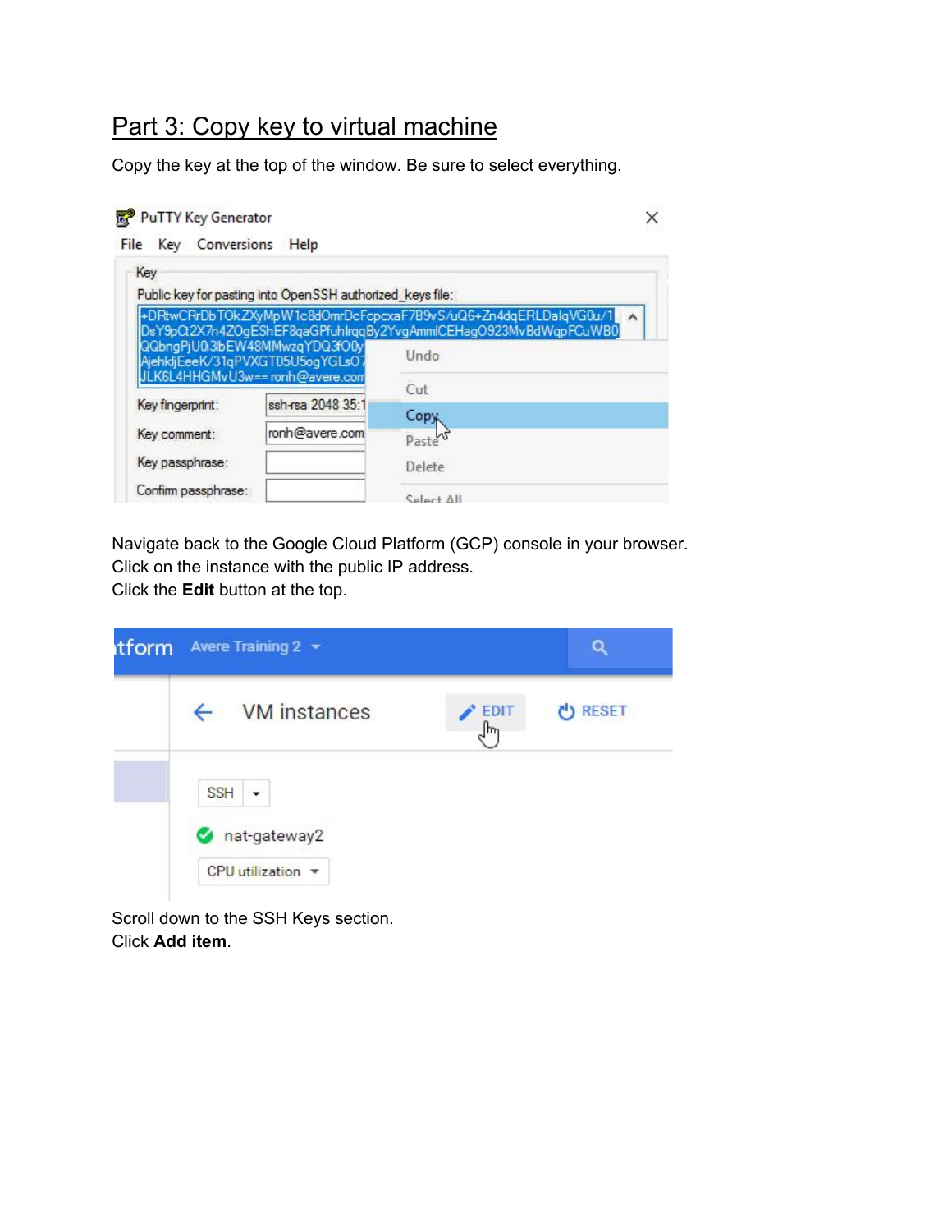## Part 3: Copy key to virtual machine

Copy the key at the top of the window. Be sure to select everything.

Navigate back to the Google Cloud Platform (GCP) console in your browser.
Click on the instance with the public IP address.
Click the **Edit** button at the top.

Scroll down to the SSH Keys section.
Click **Add item**.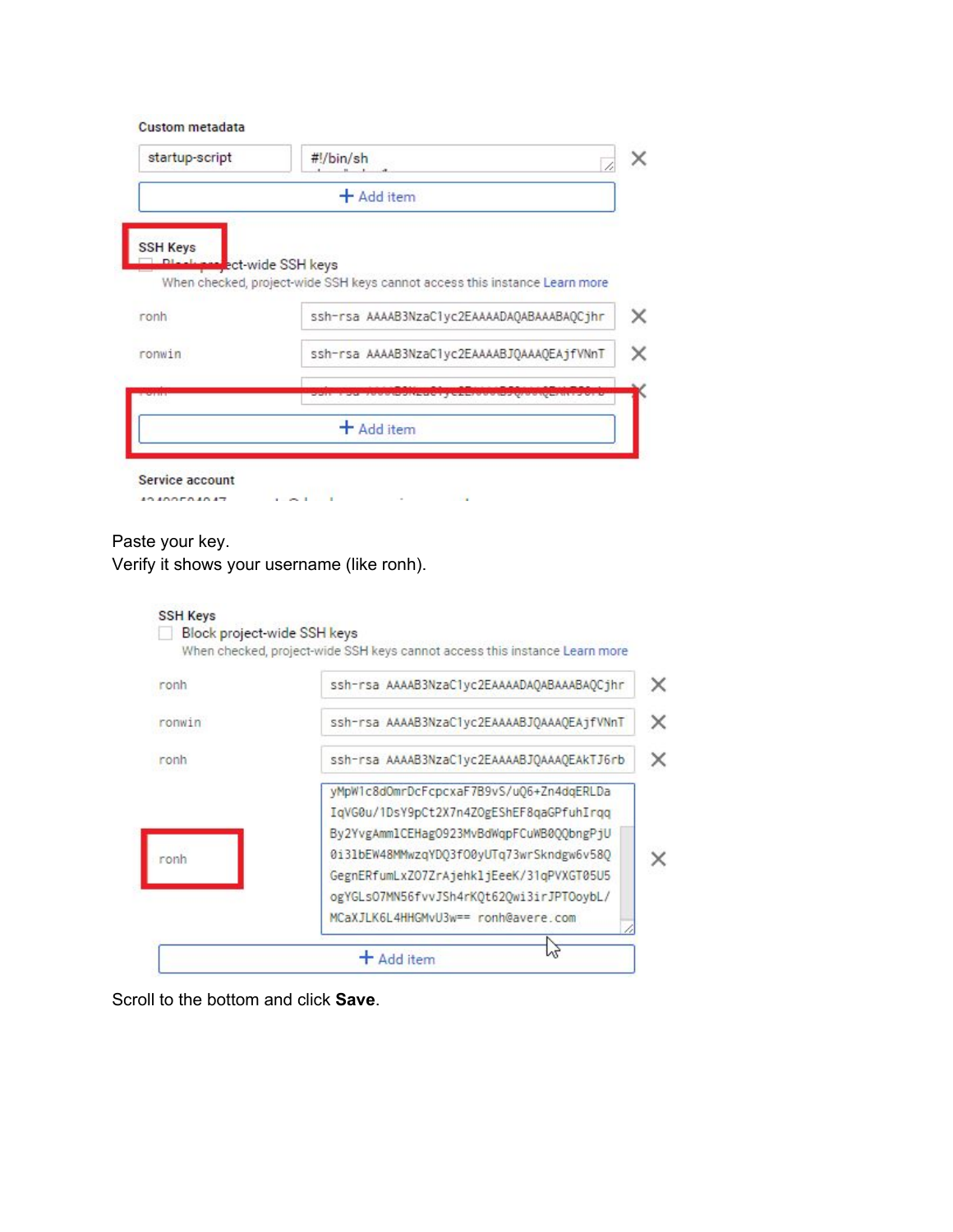Paste your key.
Verify it shows your username (like ronh).

Scroll to the bottom and click **Save**.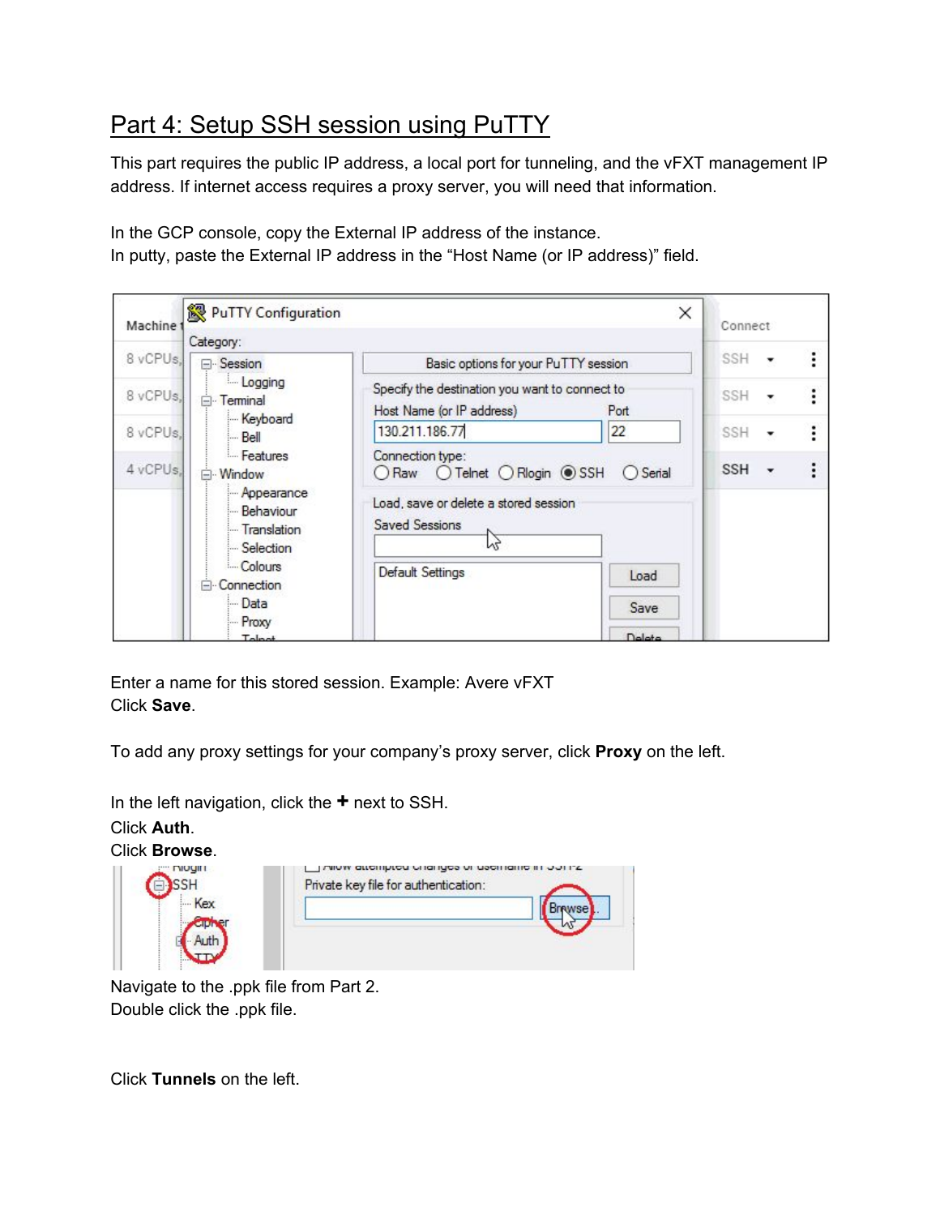## Part 4: Setup SSH session using PuTTY

This part requires the public IP address, a local port for tunneling, and the vFXT management IP address. If internet access requires a proxy server, you will need that information.

In the GCP console, copy the External IP address of the instance.
In putty, paste the External IP address in the "Host Name (or IP address)" field.

Enter a name for this stored session. Example: Avere vFXT
Click **Save**.

To add any proxy settings for your company's proxy server, click **Proxy** on the left.

In the left navigation, click the **+** next to SSH.
Click **Auth**.
Click **Browse**.

Navigate to the .ppk file from Part 2.
Double click the .ppk file.

Click **Tunnels** on the left.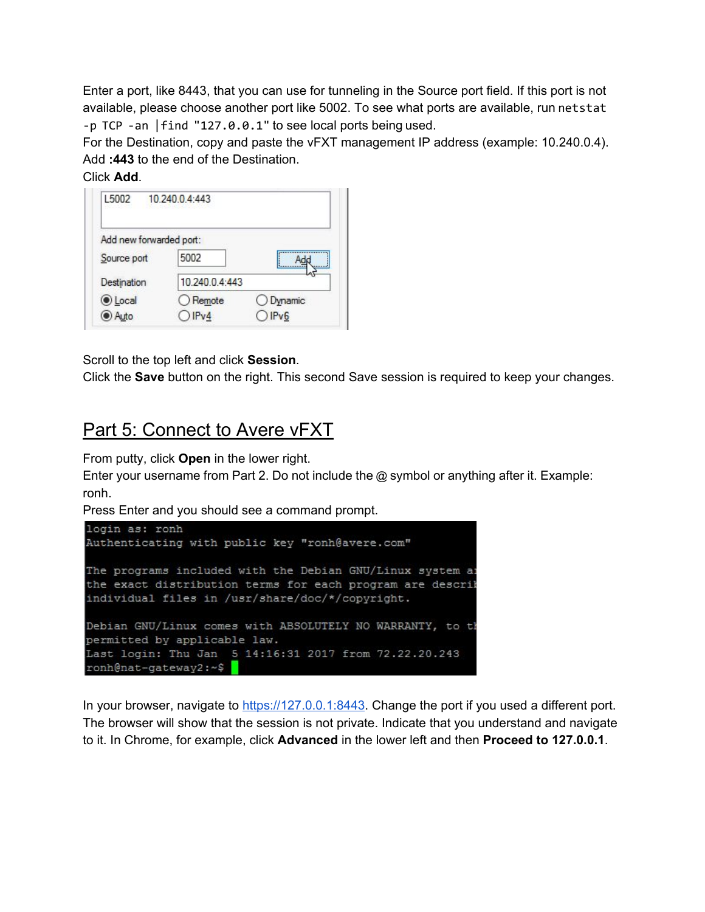Enter a port, like 8443, that you can use for tunneling in the Source port field. If this port is not available, please choose another port like 5002. To see what ports are available, run `netstat -p TCP -an |find "127.0.0.1"` to see local ports being used.
For the Destination, copy and paste the vFXT management IP address (example: 10.240.0.4). Add **:443** to the end of the Destination.
Click **Add**.

Scroll to the top left and click **Session**.
Click the **Save** button on the right. This second Save session is required to keep your changes.

## Part 5: Connect to Avere vFXT

From putty, click **Open** in the lower right.
Enter your username from Part 2. Do not include the @ symbol or anything after it. Example: ronh.
Press Enter and you should see a command prompt.

In your browser, navigate to https://127.0.0.1:8443. Change the port if you used a different port. The browser will show that the session is not private. Indicate that you understand and navigate to it. In Chrome, for example, click **Advanced** in the lower left and then **Proceed to 127.0.0.1**.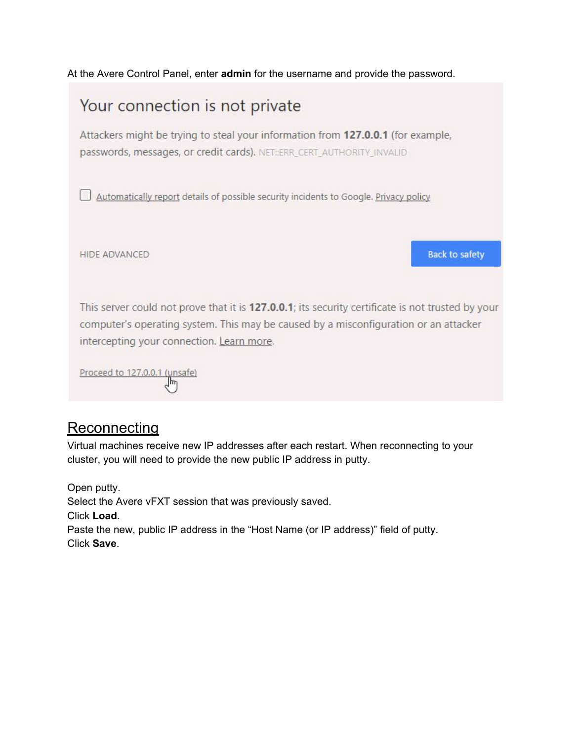At the Avere Control Panel, enter **admin** for the username and provide the password.

Your connection is not private

Attackers might be trying to steal your information from **127.0.0.1** (for example, passwords, messages, or credit cards). NET::ERR_CERT_AUTHORITY_INVALID

Automatically report details of possible security incidents to Google. Privacy policy

HIDE ADVANCED

Back to safety

This server could not prove that it is **127.0.0.1**; its security certificate is not trusted by your computer's operating system. This may be caused by a misconfiguration or an attacker intercepting your connection. Learn more.

Proceed to 127.0.0.1 (unsafe)

## Reconnecting

Virtual machines receive new IP addresses after each restart. When reconnecting to your cluster, you will need to provide the new public IP address in putty.

Open putty.
Select the Avere vFXT session that was previously saved.
Click **Load**.
Paste the new, public IP address in the "Host Name (or IP address)" field of putty.
Click **Save**.